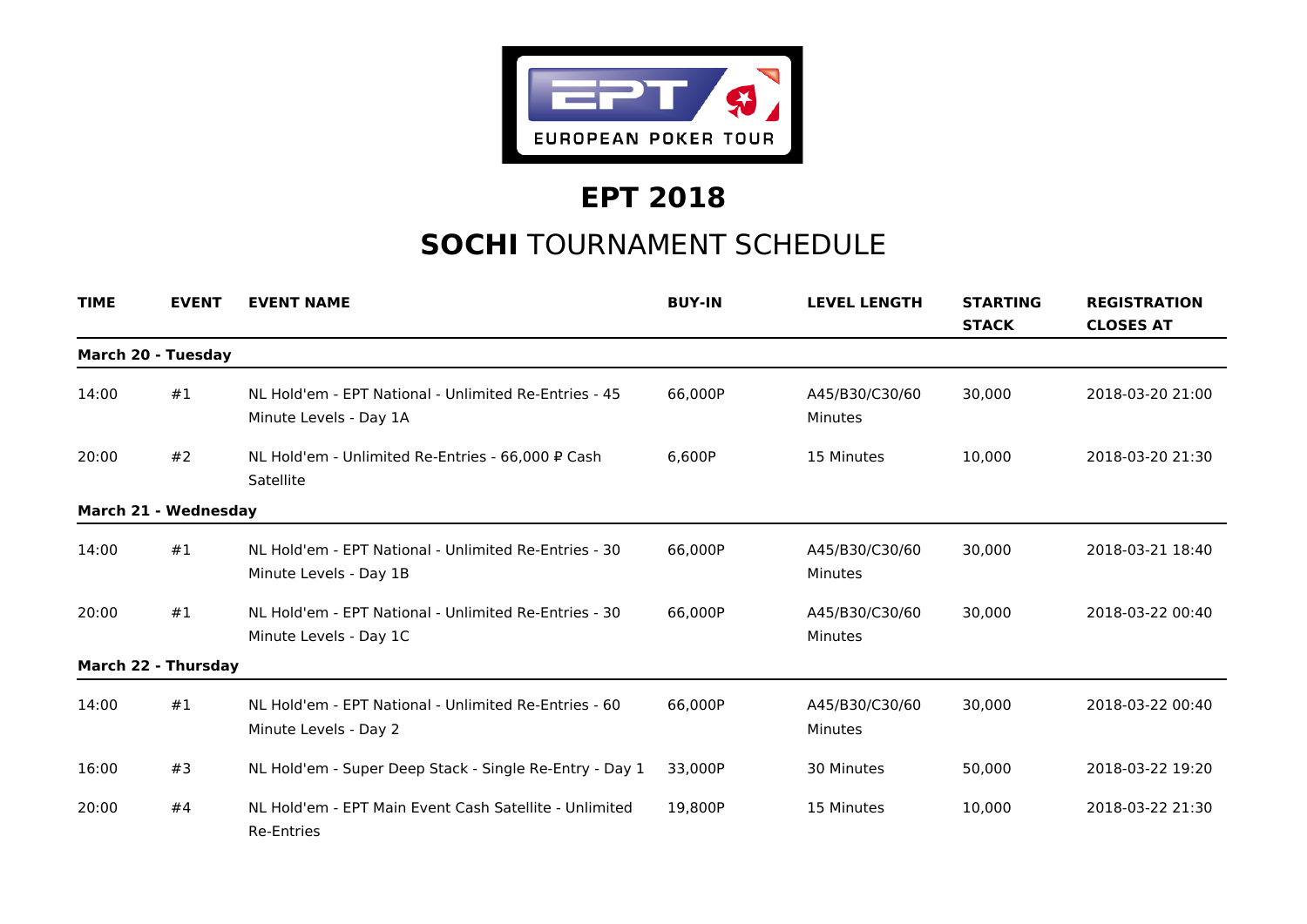# EPT 2018

## **SOCHI** TOURNAMENT SCHEDULE

| TIME | EVENT | EVENT NAME | BUY-IN | LEVEL LENGTH | STARTING STACK | REGISTRATION CLOSES AT |
|---|---|---|---|---|---|---|
| **March 20 - Tuesday** | | | | | | |
| 14:00 | #1 | NL Hold'em - EPT National - Unlimited Re-Entries - 45 Minute Levels - Day 1A | 66,000P | A45/B30/C30/60 Minutes | 30,000 | 2018-03-20 21:00 |
| 20:00 | #2 | NL Hold'em - Unlimited Re-Entries - 66,000 ₽ Cash Satellite | 6,600P | 15 Minutes | 10,000 | 2018-03-20 21:30 |
| **March 21 - Wednesday** | | | | | | |
| 14:00 | #1 | NL Hold'em - EPT National - Unlimited Re-Entries - 30 Minute Levels - Day 1B | 66,000P | A45/B30/C30/60 Minutes | 30,000 | 2018-03-21 18:40 |
| 20:00 | #1 | NL Hold'em - EPT National - Unlimited Re-Entries - 30 Minute Levels - Day 1C | 66,000P | A45/B30/C30/60 Minutes | 30,000 | 2018-03-22 00:40 |
| **March 22 - Thursday** | | | | | | |
| 14:00 | #1 | NL Hold'em - EPT National - Unlimited Re-Entries - 60 Minute Levels - Day 2 | 66,000P | A45/B30/C30/60 Minutes | 30,000 | 2018-03-22 00:40 |
| 16:00 | #3 | NL Hold'em - Super Deep Stack - Single Re-Entry - Day 1 | 33,000P | 30 Minutes | 50,000 | 2018-03-22 19:20 |
| 20:00 | #4 | NL Hold'em - EPT Main Event Cash Satellite - Unlimited Re-Entries | 19,800P | 15 Minutes | 10,000 | 2018-03-22 21:30 |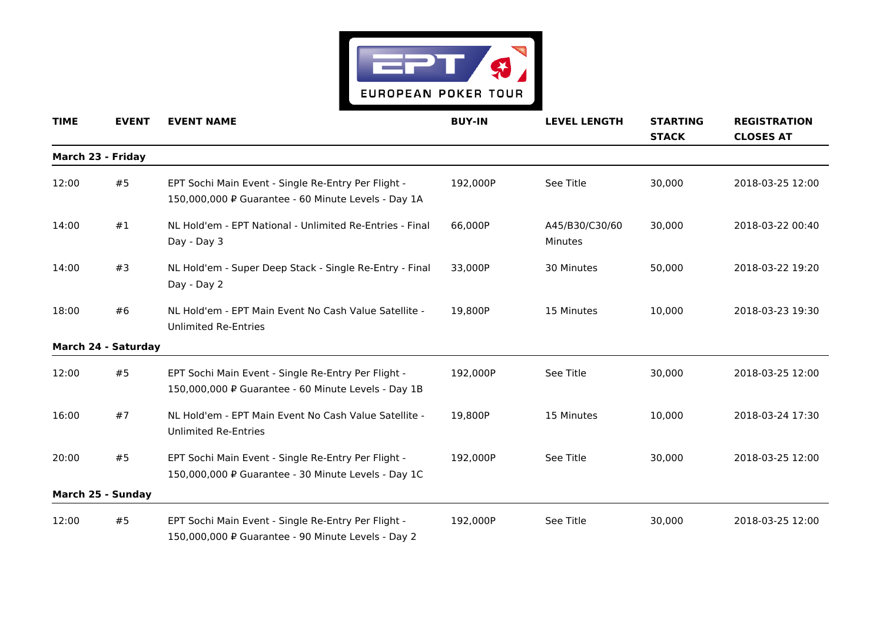| TIME | EVENT | EVENT NAME | BUY-IN | LEVEL LENGTH | STARTING STACK | REGISTRATION CLOSES AT |
|---|---|---|---|---|---|---|
| **March 23 - Friday** | | | | | | |
| 12:00 | #5 | EPT Sochi Main Event - Single Re-Entry Per Flight - 150,000,000 ₽ Guarantee - 60 Minute Levels - Day 1A | 192,000P | See Title | 30,000 | 2018-03-25 12:00 |
| 14:00 | #1 | NL Hold'em - EPT National - Unlimited Re-Entries - Final Day - Day 3 | 66,000P | A45/B30/C30/60 Minutes | 30,000 | 2018-03-22 00:40 |
| 14:00 | #3 | NL Hold'em - Super Deep Stack - Single Re-Entry - Final Day - Day 2 | 33,000P | 30 Minutes | 50,000 | 2018-03-22 19:20 |
| 18:00 | #6 | NL Hold'em - EPT Main Event No Cash Value Satellite - Unlimited Re-Entries | 19,800P | 15 Minutes | 10,000 | 2018-03-23 19:30 |
| **March 24 - Saturday** | | | | | | |
| 12:00 | #5 | EPT Sochi Main Event - Single Re-Entry Per Flight - 150,000,000 ₽ Guarantee - 60 Minute Levels - Day 1B | 192,000P | See Title | 30,000 | 2018-03-25 12:00 |
| 16:00 | #7 | NL Hold'em - EPT Main Event No Cash Value Satellite - Unlimited Re-Entries | 19,800P | 15 Minutes | 10,000 | 2018-03-24 17:30 |
| 20:00 | #5 | EPT Sochi Main Event - Single Re-Entry Per Flight - 150,000,000 ₽ Guarantee - 30 Minute Levels - Day 1C | 192,000P | See Title | 30,000 | 2018-03-25 12:00 |
| **March 25 - Sunday** | | | | | | |
| 12:00 | #5 | EPT Sochi Main Event - Single Re-Entry Per Flight - 150,000,000 ₽ Guarantee - 90 Minute Levels - Day 2 | 192,000P | See Title | 30,000 | 2018-03-25 12:00 |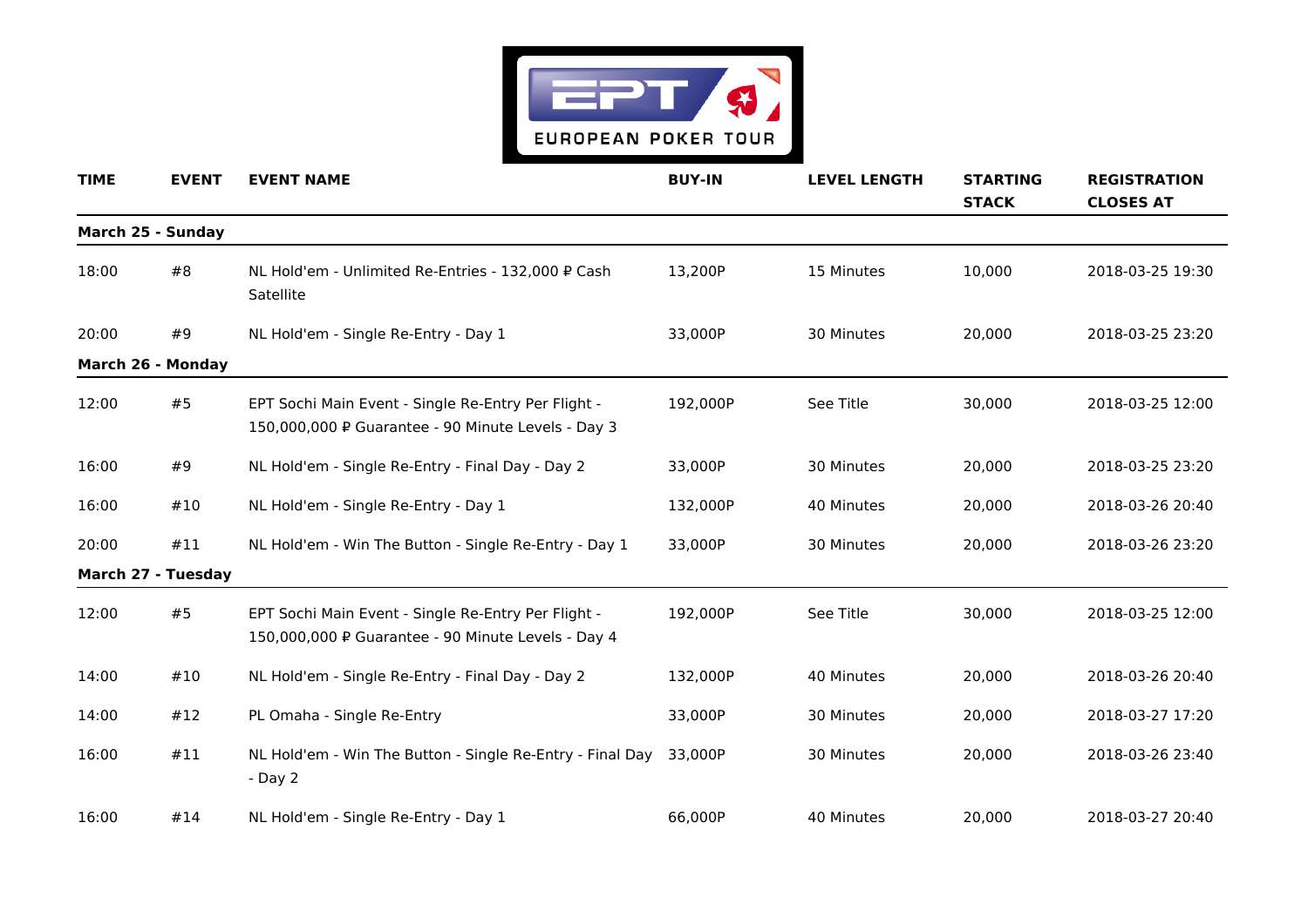| TIME | EVENT | EVENT NAME | BUY-IN | LEVEL LENGTH | STARTING STACK | REGISTRATION CLOSES AT |
|---|---|---|---|---|---|---|
| **March 25 - Sunday** | | | | | | |
| 18:00 | #8 | NL Hold'em - Unlimited Re-Entries - 132,000 ₽ Cash Satellite | 13,200P | 15 Minutes | 10,000 | 2018-03-25 19:30 |
| 20:00 | #9 | NL Hold'em - Single Re-Entry - Day 1 | 33,000P | 30 Minutes | 20,000 | 2018-03-25 23:20 |
| **March 26 - Monday** | | | | | | |
| 12:00 | #5 | EPT Sochi Main Event - Single Re-Entry Per Flight - 150,000,000 ₽ Guarantee - 90 Minute Levels - Day 3 | 192,000P | See Title | 30,000 | 2018-03-25 12:00 |
| 16:00 | #9 | NL Hold'em - Single Re-Entry - Final Day - Day 2 | 33,000P | 30 Minutes | 20,000 | 2018-03-25 23:20 |
| 16:00 | #10 | NL Hold'em - Single Re-Entry - Day 1 | 132,000P | 40 Minutes | 20,000 | 2018-03-26 20:40 |
| 20:00 | #11 | NL Hold'em - Win The Button - Single Re-Entry - Day 1 | 33,000P | 30 Minutes | 20,000 | 2018-03-26 23:20 |
| **March 27 - Tuesday** | | | | | | |
| 12:00 | #5 | EPT Sochi Main Event - Single Re-Entry Per Flight - 150,000,000 ₽ Guarantee - 90 Minute Levels - Day 4 | 192,000P | See Title | 30,000 | 2018-03-25 12:00 |
| 14:00 | #10 | NL Hold'em - Single Re-Entry - Final Day - Day 2 | 132,000P | 40 Minutes | 20,000 | 2018-03-26 20:40 |
| 14:00 | #12 | PL Omaha - Single Re-Entry | 33,000P | 30 Minutes | 20,000 | 2018-03-27 17:20 |
| 16:00 | #11 | NL Hold'em - Win The Button - Single Re-Entry - Final Day - Day 2 | 33,000P | 30 Minutes | 20,000 | 2018-03-26 23:40 |
| 16:00 | #14 | NL Hold'em - Single Re-Entry - Day 1 | 66,000P | 40 Minutes | 20,000 | 2018-03-27 20:40 |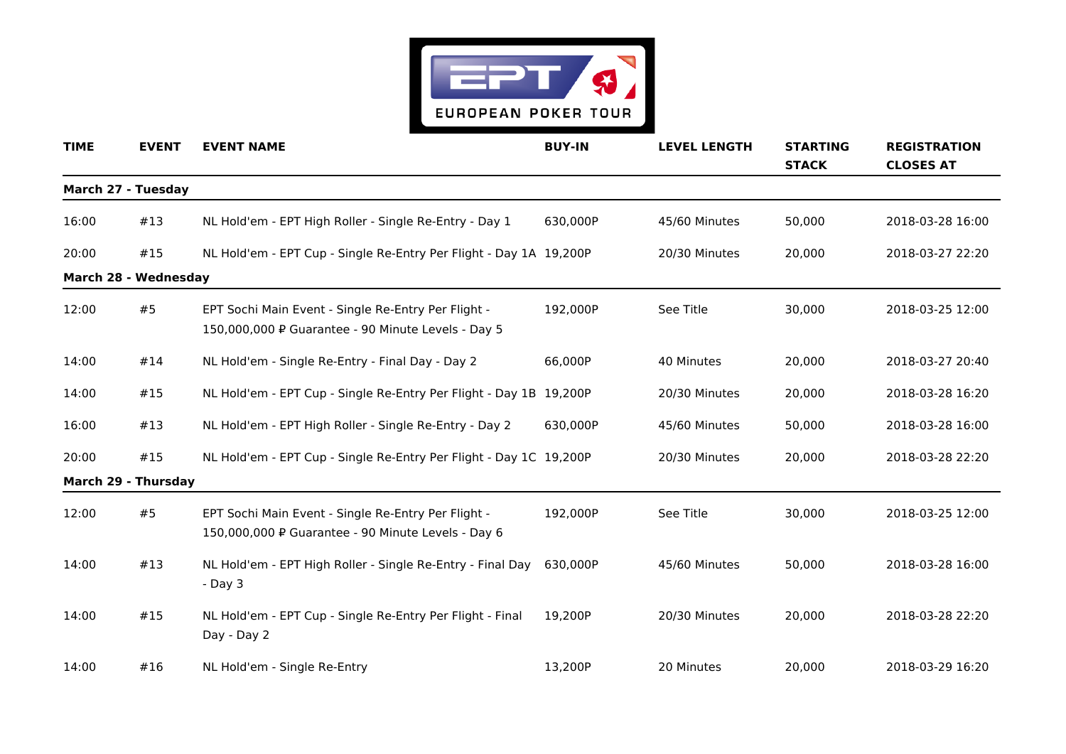| TIME | EVENT | EVENT NAME | BUY-IN | LEVEL LENGTH | STARTING STACK | REGISTRATION CLOSES AT |
|---|---|---|---|---|---|---|
| **March 27 - Tuesday** | | | | | | |
| 16:00 | #13 | NL Hold'em - EPT High Roller - Single Re-Entry - Day 1 | 630,000P | 45/60 Minutes | 50,000 | 2018-03-28 16:00 |
| 20:00 | #15 | NL Hold'em - EPT Cup - Single Re-Entry Per Flight - Day 1A | 19,200P | 20/30 Minutes | 20,000 | 2018-03-27 22:20 |
| **March 28 - Wednesday** | | | | | | |
| 12:00 | #5 | EPT Sochi Main Event - Single Re-Entry Per Flight - 150,000,000 ₽ Guarantee - 90 Minute Levels - Day 5 | 192,000P | See Title | 30,000 | 2018-03-25 12:00 |
| 14:00 | #14 | NL Hold'em - Single Re-Entry - Final Day - Day 2 | 66,000P | 40 Minutes | 20,000 | 2018-03-27 20:40 |
| 14:00 | #15 | NL Hold'em - EPT Cup - Single Re-Entry Per Flight - Day 1B | 19,200P | 20/30 Minutes | 20,000 | 2018-03-28 16:20 |
| 16:00 | #13 | NL Hold'em - EPT High Roller - Single Re-Entry - Day 2 | 630,000P | 45/60 Minutes | 50,000 | 2018-03-28 16:00 |
| 20:00 | #15 | NL Hold'em - EPT Cup - Single Re-Entry Per Flight - Day 1C | 19,200P | 20/30 Minutes | 20,000 | 2018-03-28 22:20 |
| **March 29 - Thursday** | | | | | | |
| 12:00 | #5 | EPT Sochi Main Event - Single Re-Entry Per Flight - 150,000,000 ₽ Guarantee - 90 Minute Levels - Day 6 | 192,000P | See Title | 30,000 | 2018-03-25 12:00 |
| 14:00 | #13 | NL Hold'em - EPT High Roller - Single Re-Entry - Final Day - Day 3 | 630,000P | 45/60 Minutes | 50,000 | 2018-03-28 16:00 |
| 14:00 | #15 | NL Hold'em - EPT Cup - Single Re-Entry Per Flight - Final Day - Day 2 | 19,200P | 20/30 Minutes | 20,000 | 2018-03-28 22:20 |
| 14:00 | #16 | NL Hold'em - Single Re-Entry | 13,200P | 20 Minutes | 20,000 | 2018-03-29 16:20 |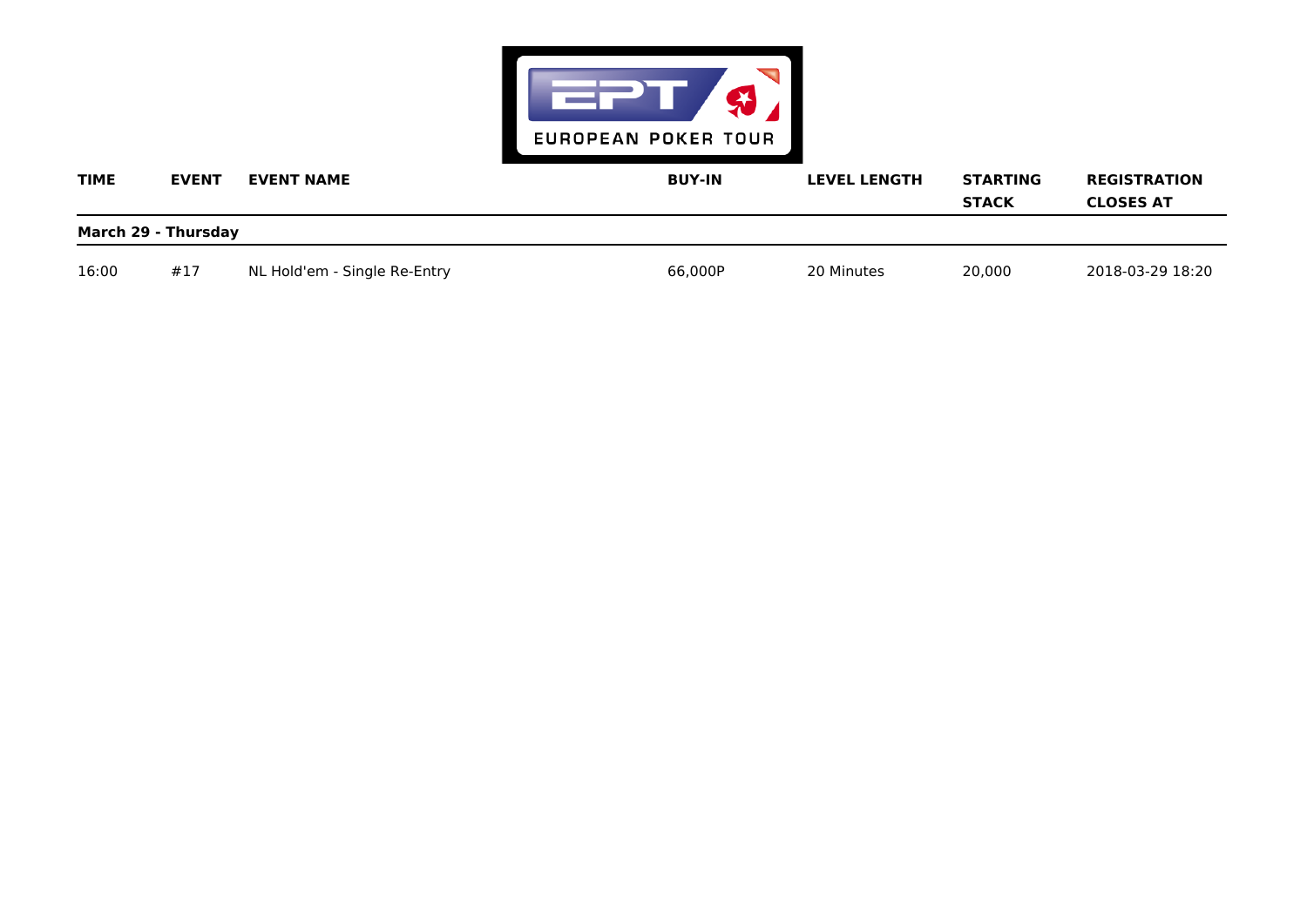| TIME | EVENT | EVENT NAME | BUY-IN | LEVEL LENGTH | STARTING STACK | REGISTRATION CLOSES AT |
|---|---|---|---|---|---|---|
| **March 29 - Thursday** | | | | | | |
| 16:00 | #17 | NL Hold'em - Single Re-Entry | 66,000P | 20 Minutes | 20,000 | 2018-03-29 18:20 |